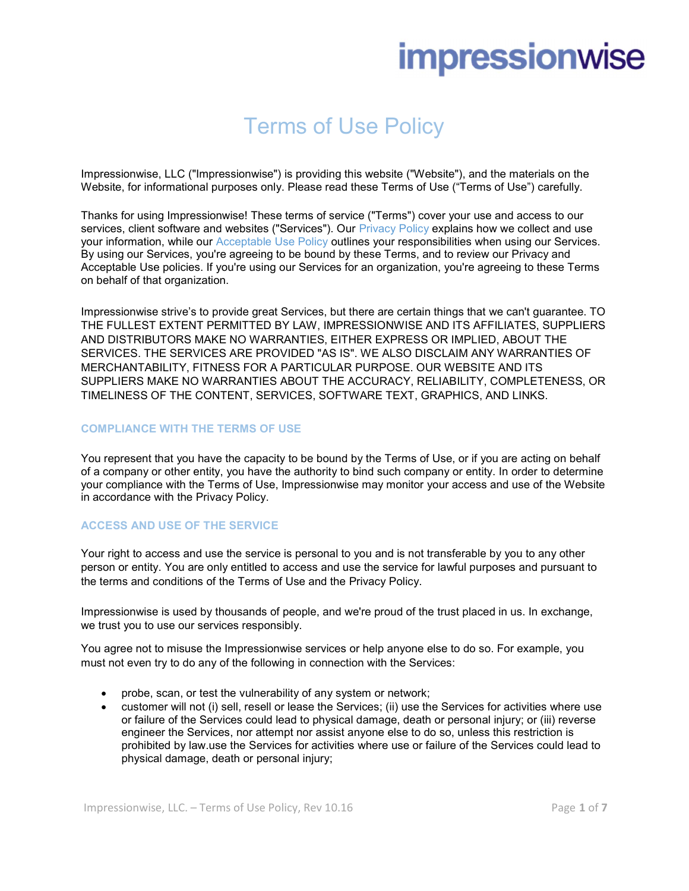impressionwise

# Terms of Use Policy

Impressionwise, LLC ("Impressionwise") is providing this website ("Website"), and the materials on the Website, for informational purposes only. Please read these Terms of Use ("Terms of Use") carefully.

Thanks for using Impressionwise! These terms of service ("Terms") cover your use and access to our services, client software and websites ("Services"). Our Privacy Policy explains how we collect and use your information, while our Acceptable Use Policy outlines your responsibilities when using our Services. By using our Services, you're agreeing to be bound by these Terms, and to review our Privacy and Acceptable Use policies. If you're using our Services for an organization, you're agreeing to these Terms on behalf of that organization.

Impressionwise strive's to provide great Services, but there are certain things that we can't guarantee. TO THE FULLEST EXTENT PERMITTED BY LAW, IMPRESSIONWISE AND ITS AFFILIATES, SUPPLIERS AND DISTRIBUTORS MAKE NO WARRANTIES, EITHER EXPRESS OR IMPLIED, ABOUT THE SERVICES. THE SERVICES ARE PROVIDED "AS IS". WE ALSO DISCLAIM ANY WARRANTIES OF MERCHANTABILITY, FITNESS FOR A PARTICULAR PURPOSE. OUR WEBSITE AND ITS SUPPLIERS MAKE NO WARRANTIES ABOUT THE ACCURACY, RELIABILITY, COMPLETENESS, OR TIMELINESS OF THE CONTENT, SERVICES, SOFTWARE TEXT, GRAPHICS, AND LINKS.

## COMPLIANCE WITH THE TERMS OF USE

You represent that you have the capacity to be bound by the Terms of Use, or if you are acting on behalf of a company or other entity, you have the authority to bind such company or entity. In order to determine your compliance with the Terms of Use, Impressionwise may monitor your access and use of the Website in accordance with the Privacy Policy.

## ACCESS AND USE OF THE SERVICE

Your right to access and use the service is personal to you and is not transferable by you to any other person or entity. You are only entitled to access and use the service for lawful purposes and pursuant to the terms and conditions of the Terms of Use and the Privacy Policy.

Impressionwise is used by thousands of people, and we're proud of the trust placed in us. In exchange, we trust you to use our services responsibly.

You agree not to misuse the Impressionwise services or help anyone else to do so. For example, you must not even try to do any of the following in connection with the Services:

- probe, scan, or test the vulnerability of any system or network;
- customer will not (i) sell, resell or lease the Services; (ii) use the Services for activities where use or failure of the Services could lead to physical damage, death or personal injury; or (iii) reverse engineer the Services, nor attempt nor assist anyone else to do so, unless this restriction is prohibited by law.use the Services for activities where use or failure of the Services could lead to physical damage, death or personal injury;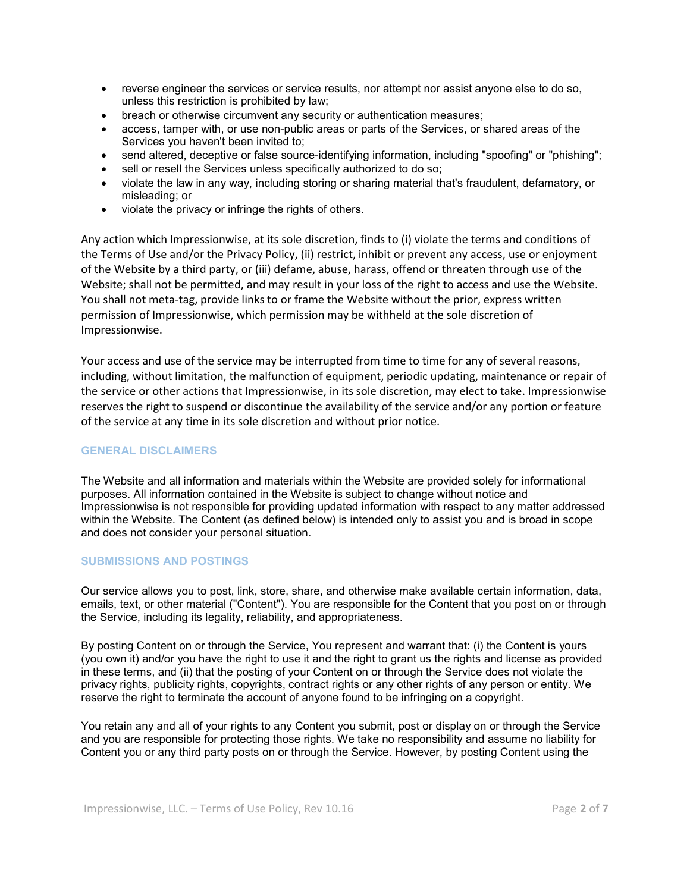- reverse engineer the services or service results, nor attempt nor assist anyone else to do so, unless this restriction is prohibited by law;
- breach or otherwise circumvent any security or authentication measures;
- access, tamper with, or use non-public areas or parts of the Services, or shared areas of the Services you haven't been invited to;
- send altered, deceptive or false source-identifying information, including "spoofing" or "phishing";
- sell or resell the Services unless specifically authorized to do so;
- violate the law in any way, including storing or sharing material that's fraudulent, defamatory, or misleading; or
- violate the privacy or infringe the rights of others.

Any action which Impressionwise, at its sole discretion, finds to (i) violate the terms and conditions of the Terms of Use and/or the Privacy Policy, (ii) restrict, inhibit or prevent any access, use or enjoyment of the Website by a third party, or (iii) defame, abuse, harass, offend or threaten through use of the Website; shall not be permitted, and may result in your loss of the right to access and use the Website. You shall not meta-tag, provide links to or frame the Website without the prior, express written permission of Impressionwise, which permission may be withheld at the sole discretion of Impressionwise.

Your access and use of the service may be interrupted from time to time for any of several reasons, including, without limitation, the malfunction of equipment, periodic updating, maintenance or repair of the service or other actions that Impressionwise, in its sole discretion, may elect to take. Impressionwise reserves the right to suspend or discontinue the availability of the service and/or any portion or feature of the service at any time in its sole discretion and without prior notice.

## GENERAL DISCLAIMERS

The Website and all information and materials within the Website are provided solely for informational purposes. All information contained in the Website is subject to change without notice and Impressionwise is not responsible for providing updated information with respect to any matter addressed within the Website. The Content (as defined below) is intended only to assist you and is broad in scope and does not consider your personal situation.

## SUBMISSIONS AND POSTINGS

Our service allows you to post, link, store, share, and otherwise make available certain information, data, emails, text, or other material ("Content"). You are responsible for the Content that you post on or through the Service, including its legality, reliability, and appropriateness.

By posting Content on or through the Service, You represent and warrant that: (i) the Content is yours (you own it) and/or you have the right to use it and the right to grant us the rights and license as provided in these terms, and (ii) that the posting of your Content on or through the Service does not violate the privacy rights, publicity rights, copyrights, contract rights or any other rights of any person or entity. We reserve the right to terminate the account of anyone found to be infringing on a copyright.

You retain any and all of your rights to any Content you submit, post or display on or through the Service and you are responsible for protecting those rights. We take no responsibility and assume no liability for Content you or any third party posts on or through the Service. However, by posting Content using the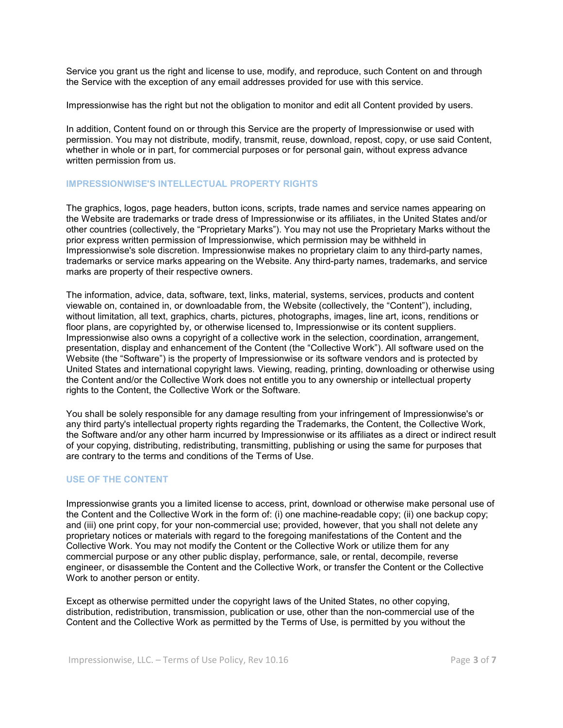Service you grant us the right and license to use, modify, and reproduce, such Content on and through the Service with the exception of any email addresses provided for use with this service.

Impressionwise has the right but not the obligation to monitor and edit all Content provided by users.

In addition, Content found on or through this Service are the property of Impressionwise or used with permission. You may not distribute, modify, transmit, reuse, download, repost, copy, or use said Content, whether in whole or in part, for commercial purposes or for personal gain, without express advance written permission from us.

## IMPRESSIONWISE'S INTELLECTUAL PROPERTY RIGHTS

The graphics, logos, page headers, button icons, scripts, trade names and service names appearing on the Website are trademarks or trade dress of Impressionwise or its affiliates, in the United States and/or other countries (collectively, the “Proprietary Marks”). You may not use the Proprietary Marks without the prior express written permission of Impressionwise, which permission may be withheld in Impressionwise's sole discretion. Impressionwise makes no proprietary claim to any third-party names, trademarks or service marks appearing on the Website. Any third-party names, trademarks, and service marks are property of their respective owners.

The information, advice, data, software, text, links, material, systems, services, products and content viewable on, contained in, or downloadable from, the Website (collectively, the “Content”), including, without limitation, all text, graphics, charts, pictures, photographs, images, line art, icons, renditions or floor plans, are copyrighted by, or otherwise licensed to, Impressionwise or its content suppliers. Impressionwise also owns a copyright of a collective work in the selection, coordination, arrangement, presentation, display and enhancement of the Content (the “Collective Work”). All software used on the Website (the “Software”) is the property of Impressionwise or its software vendors and is protected by United States and international copyright laws. Viewing, reading, printing, downloading or otherwise using the Content and/or the Collective Work does not entitle you to any ownership or intellectual property rights to the Content, the Collective Work or the Software.

You shall be solely responsible for any damage resulting from your infringement of Impressionwise's or any third party's intellectual property rights regarding the Trademarks, the Content, the Collective Work, the Software and/or any other harm incurred by Impressionwise or its affiliates as a direct or indirect result of your copying, distributing, redistributing, transmitting, publishing or using the same for purposes that are contrary to the terms and conditions of the Terms of Use.

## USE OF THE CONTENT

Impressionwise grants you a limited license to access, print, download or otherwise make personal use of the Content and the Collective Work in the form of: (i) one machine-readable copy; (ii) one backup copy; and (iii) one print copy, for your non-commercial use; provided, however, that you shall not delete any proprietary notices or materials with regard to the foregoing manifestations of the Content and the Collective Work. You may not modify the Content or the Collective Work or utilize them for any commercial purpose or any other public display, performance, sale, or rental, decompile, reverse engineer, or disassemble the Content and the Collective Work, or transfer the Content or the Collective Work to another person or entity.

Except as otherwise permitted under the copyright laws of the United States, no other copying, distribution, redistribution, transmission, publication or use, other than the non-commercial use of the Content and the Collective Work as permitted by the Terms of Use, is permitted by you without the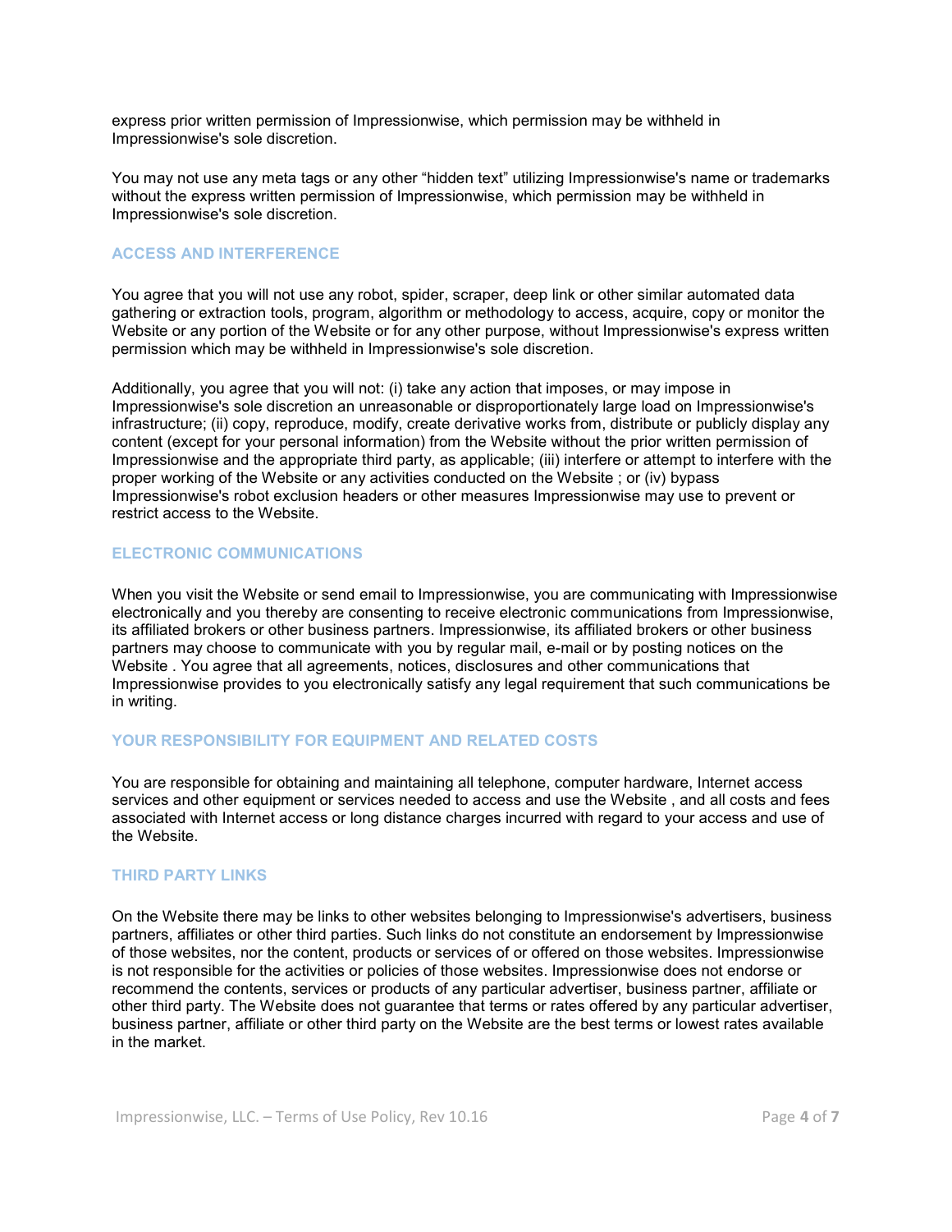express prior written permission of Impressionwise, which permission may be withheld in Impressionwise's sole discretion.

You may not use any meta tags or any other “hidden text” utilizing Impressionwise's name or trademarks without the express written permission of Impressionwise, which permission may be withheld in Impressionwise's sole discretion.

### ACCESS AND INTERFERENCE

You agree that you will not use any robot, spider, scraper, deep link or other similar automated data gathering or extraction tools, program, algorithm or methodology to access, acquire, copy or monitor the Website or any portion of the Website or for any other purpose, without Impressionwise's express written permission which may be withheld in Impressionwise's sole discretion.

Additionally, you agree that you will not: (i) take any action that imposes, or may impose in Impressionwise's sole discretion an unreasonable or disproportionately large load on Impressionwise's infrastructure; (ii) copy, reproduce, modify, create derivative works from, distribute or publicly display any content (except for your personal information) from the Website without the prior written permission of Impressionwise and the appropriate third party, as applicable; (iii) interfere or attempt to interfere with the proper working of the Website or any activities conducted on the Website ; or (iv) bypass Impressionwise's robot exclusion headers or other measures Impressionwise may use to prevent or restrict access to the Website.

### ELECTRONIC COMMUNICATIONS

When you visit the Website or send email to Impressionwise, you are communicating with Impressionwise electronically and you thereby are consenting to receive electronic communications from Impressionwise, its affiliated brokers or other business partners. Impressionwise, its affiliated brokers or other business partners may choose to communicate with you by regular mail, e-mail or by posting notices on the Website . You agree that all agreements, notices, disclosures and other communications that Impressionwise provides to you electronically satisfy any legal requirement that such communications be in writing.

### YOUR RESPONSIBILITY FOR EQUIPMENT AND RELATED COSTS

You are responsible for obtaining and maintaining all telephone, computer hardware, Internet access services and other equipment or services needed to access and use the Website , and all costs and fees associated with Internet access or long distance charges incurred with regard to your access and use of the Website.

### THIRD PARTY LINKS

On the Website there may be links to other websites belonging to Impressionwise's advertisers, business partners, affiliates or other third parties. Such links do not constitute an endorsement by Impressionwise of those websites, nor the content, products or services of or offered on those websites. Impressionwise is not responsible for the activities or policies of those websites. Impressionwise does not endorse or recommend the contents, services or products of any particular advertiser, business partner, affiliate or other third party. The Website does not guarantee that terms or rates offered by any particular advertiser, business partner, affiliate or other third party on the Website are the best terms or lowest rates available in the market.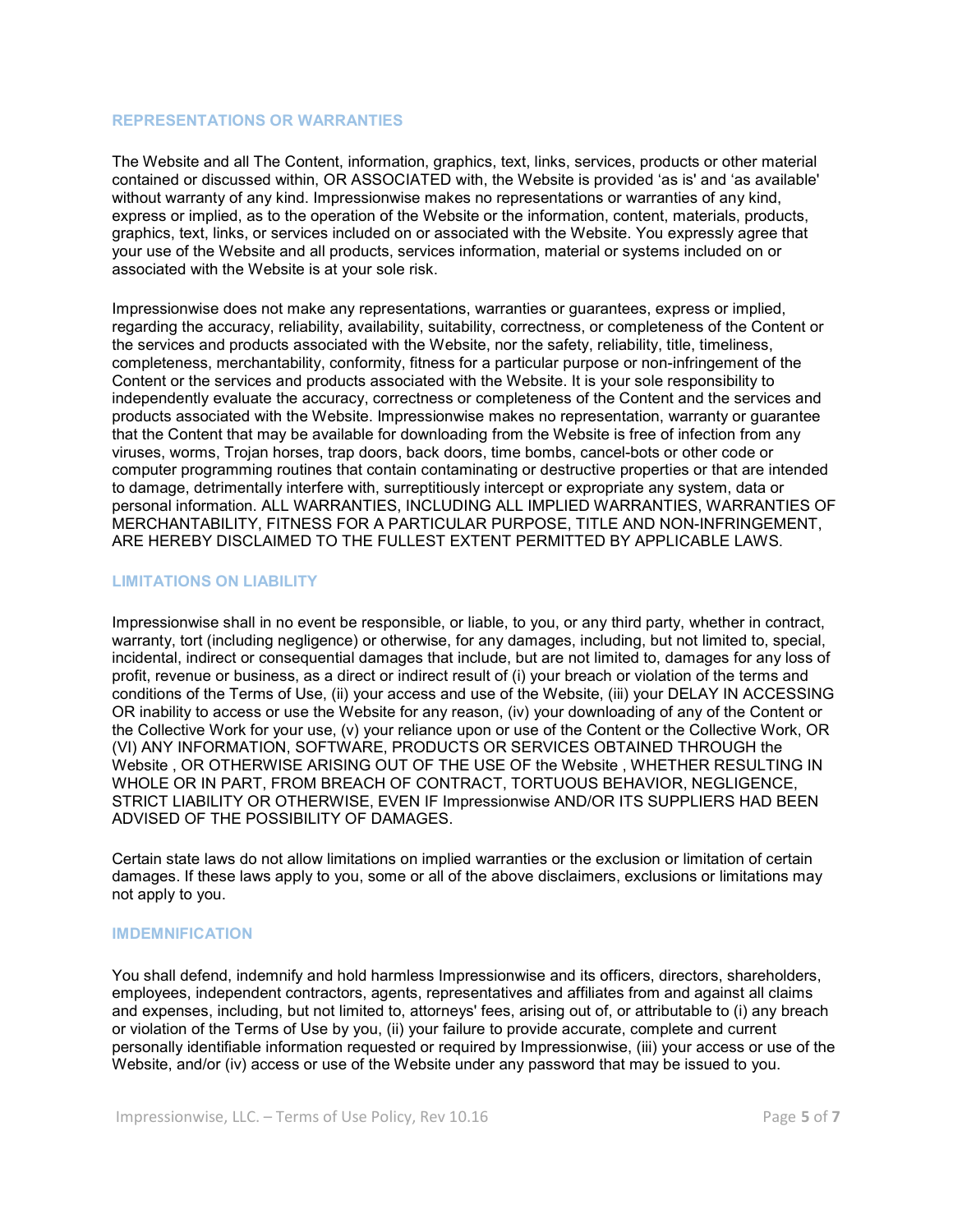## REPRESENTATIONS OR WARRANTIES

The Website and all The Content, information, graphics, text, links, services, products or other material contained or discussed within, OR ASSOCIATED with, the Website is provided 'as is' and 'as available' without warranty of any kind. Impressionwise makes no representations or warranties of any kind, express or implied, as to the operation of the Website or the information, content, materials, products, graphics, text, links, or services included on or associated with the Website. You expressly agree that your use of the Website and all products, services information, material or systems included on or associated with the Website is at your sole risk.

Impressionwise does not make any representations, warranties or guarantees, express or implied, regarding the accuracy, reliability, availability, suitability, correctness, or completeness of the Content or the services and products associated with the Website, nor the safety, reliability, title, timeliness, completeness, merchantability, conformity, fitness for a particular purpose or non-infringement of the Content or the services and products associated with the Website. It is your sole responsibility to independently evaluate the accuracy, correctness or completeness of the Content and the services and products associated with the Website. Impressionwise makes no representation, warranty or guarantee that the Content that may be available for downloading from the Website is free of infection from any viruses, worms, Trojan horses, trap doors, back doors, time bombs, cancel-bots or other code or computer programming routines that contain contaminating or destructive properties or that are intended to damage, detrimentally interfere with, surreptitiously intercept or expropriate any system, data or personal information. ALL WARRANTIES, INCLUDING ALL IMPLIED WARRANTIES, WARRANTIES OF MERCHANTABILITY, FITNESS FOR A PARTICULAR PURPOSE, TITLE AND NON-INFRINGEMENT, ARE HEREBY DISCLAIMED TO THE FULLEST EXTENT PERMITTED BY APPLICABLE LAWS.

## LIMITATIONS ON LIABILITY

Impressionwise shall in no event be responsible, or liable, to you, or any third party, whether in contract, warranty, tort (including negligence) or otherwise, for any damages, including, but not limited to, special, incidental, indirect or consequential damages that include, but are not limited to, damages for any loss of profit, revenue or business, as a direct or indirect result of (i) your breach or violation of the terms and conditions of the Terms of Use, (ii) your access and use of the Website, (iii) your DELAY IN ACCESSING OR inability to access or use the Website for any reason, (iv) your downloading of any of the Content or the Collective Work for your use, (v) your reliance upon or use of the Content or the Collective Work, OR (VI) ANY INFORMATION, SOFTWARE, PRODUCTS OR SERVICES OBTAINED THROUGH the Website , OR OTHERWISE ARISING OUT OF THE USE OF the Website , WHETHER RESULTING IN WHOLE OR IN PART, FROM BREACH OF CONTRACT, TORTUOUS BEHAVIOR, NEGLIGENCE, STRICT LIABILITY OR OTHERWISE, EVEN IF Impressionwise AND/OR ITS SUPPLIERS HAD BEEN ADVISED OF THE POSSIBILITY OF DAMAGES.

Certain state laws do not allow limitations on implied warranties or the exclusion or limitation of certain damages. If these laws apply to you, some or all of the above disclaimers, exclusions or limitations may not apply to you.

## IMDEMNIFICATION

You shall defend, indemnify and hold harmless Impressionwise and its officers, directors, shareholders, employees, independent contractors, agents, representatives and affiliates from and against all claims and expenses, including, but not limited to, attorneys' fees, arising out of, or attributable to (i) any breach or violation of the Terms of Use by you, (ii) your failure to provide accurate, complete and current personally identifiable information requested or required by Impressionwise, (iii) your access or use of the Website, and/or (iv) access or use of the Website under any password that may be issued to you.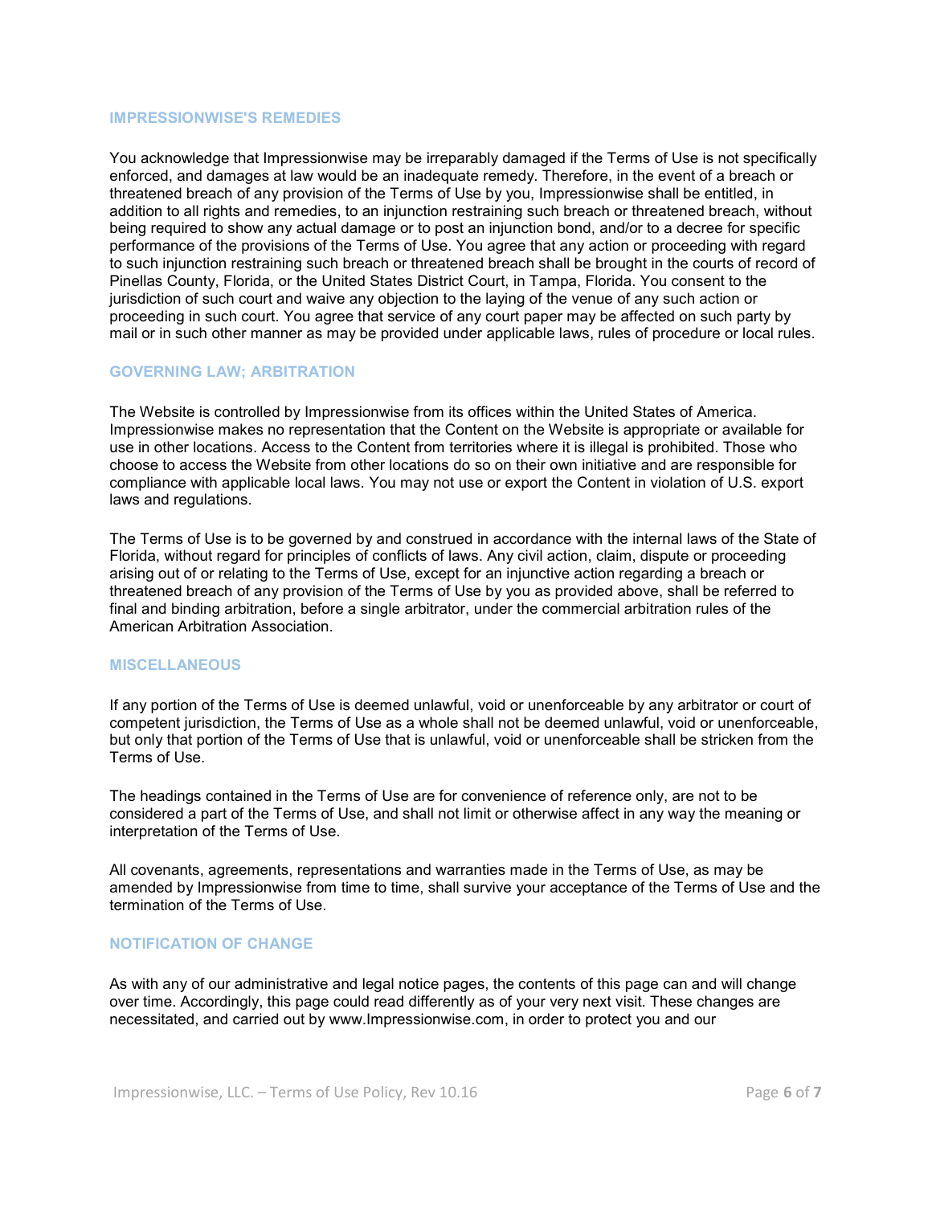## IMPRESSIONWISE'S REMEDIES

You acknowledge that Impressionwise may be irreparably damaged if the Terms of Use is not specifically enforced, and damages at law would be an inadequate remedy. Therefore, in the event of a breach or threatened breach of any provision of the Terms of Use by you, Impressionwise shall be entitled, in addition to all rights and remedies, to an injunction restraining such breach or threatened breach, without being required to show any actual damage or to post an injunction bond, and/or to a decree for specific performance of the provisions of the Terms of Use. You agree that any action or proceeding with regard to such injunction restraining such breach or threatened breach shall be brought in the courts of record of Pinellas County, Florida, or the United States District Court, in Tampa, Florida. You consent to the jurisdiction of such court and waive any objection to the laying of the venue of any such action or proceeding in such court. You agree that service of any court paper may be affected on such party by mail or in such other manner as may be provided under applicable laws, rules of procedure or local rules.

## GOVERNING LAW; ARBITRATION

The Website is controlled by Impressionwise from its offices within the United States of America. Impressionwise makes no representation that the Content on the Website is appropriate or available for use in other locations. Access to the Content from territories where it is illegal is prohibited. Those who choose to access the Website from other locations do so on their own initiative and are responsible for compliance with applicable local laws. You may not use or export the Content in violation of U.S. export laws and regulations.

The Terms of Use is to be governed by and construed in accordance with the internal laws of the State of Florida, without regard for principles of conflicts of laws. Any civil action, claim, dispute or proceeding arising out of or relating to the Terms of Use, except for an injunctive action regarding a breach or threatened breach of any provision of the Terms of Use by you as provided above, shall be referred to final and binding arbitration, before a single arbitrator, under the commercial arbitration rules of the American Arbitration Association.

## MISCELLANEOUS

If any portion of the Terms of Use is deemed unlawful, void or unenforceable by any arbitrator or court of competent jurisdiction, the Terms of Use as a whole shall not be deemed unlawful, void or unenforceable, but only that portion of the Terms of Use that is unlawful, void or unenforceable shall be stricken from the Terms of Use.

The headings contained in the Terms of Use are for convenience of reference only, are not to be considered a part of the Terms of Use, and shall not limit or otherwise affect in any way the meaning or interpretation of the Terms of Use.

All covenants, agreements, representations and warranties made in the Terms of Use, as may be amended by Impressionwise from time to time, shall survive your acceptance of the Terms of Use and the termination of the Terms of Use.

## NOTIFICATION OF CHANGE

As with any of our administrative and legal notice pages, the contents of this page can and will change over time. Accordingly, this page could read differently as of your very next visit. These changes are necessitated, and carried out by www.Impressionwise.com, in order to protect you and our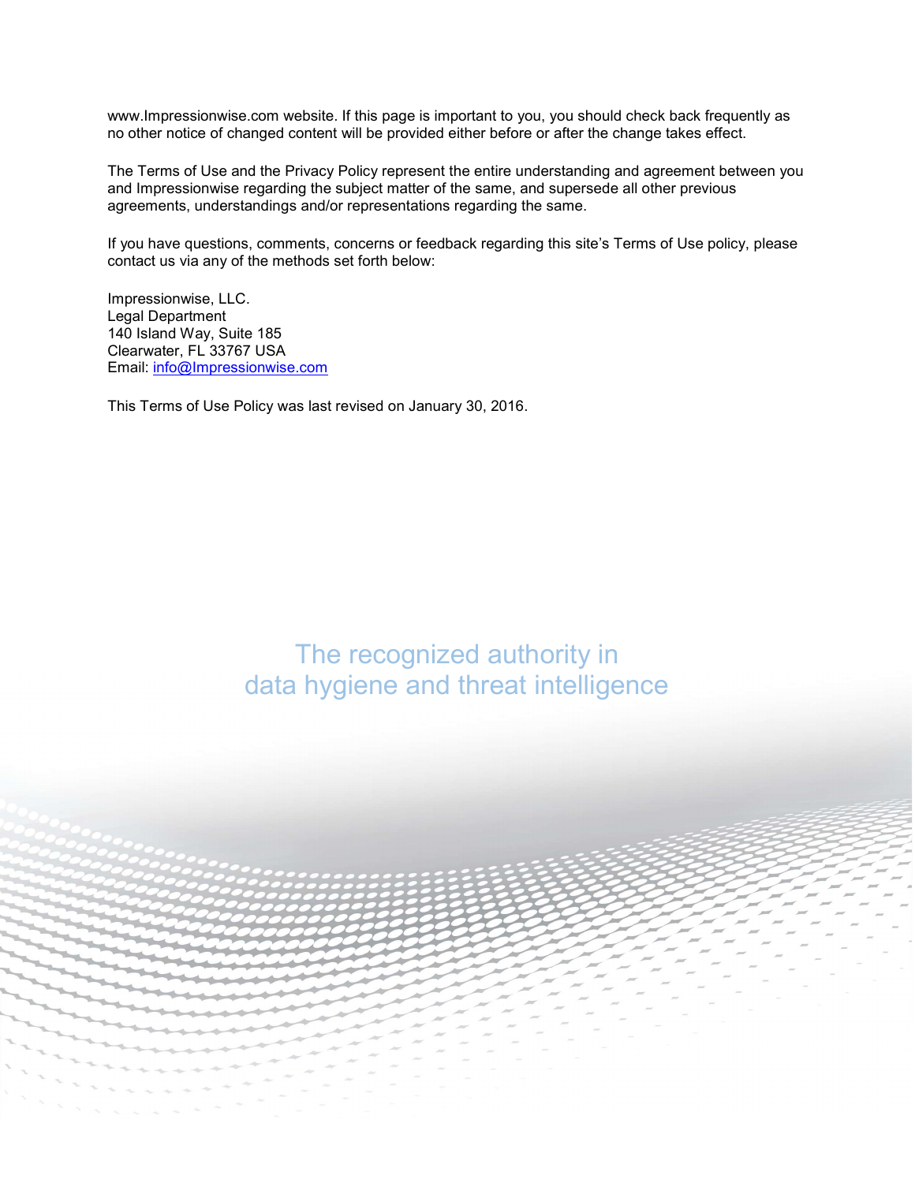www.Impressionwise.com website. If this page is important to you, you should check back frequently as no other notice of changed content will be provided either before or after the change takes effect.

The Terms of Use and the Privacy Policy represent the entire understanding and agreement between you and Impressionwise regarding the subject matter of the same, and supersede all other previous agreements, understandings and/or representations regarding the same.

If you have questions, comments, concerns or feedback regarding this site's Terms of Use policy, please contact us via any of the methods set forth below:

Impressionwise, LLC.
Legal Department
140 Island Way, Suite 185
Clearwater, FL 33767 USA
Email: info@Impressionwise.com

This Terms of Use Policy was last revised on January 30, 2016.

The recognized authority in
data hygiene and threat intelligence